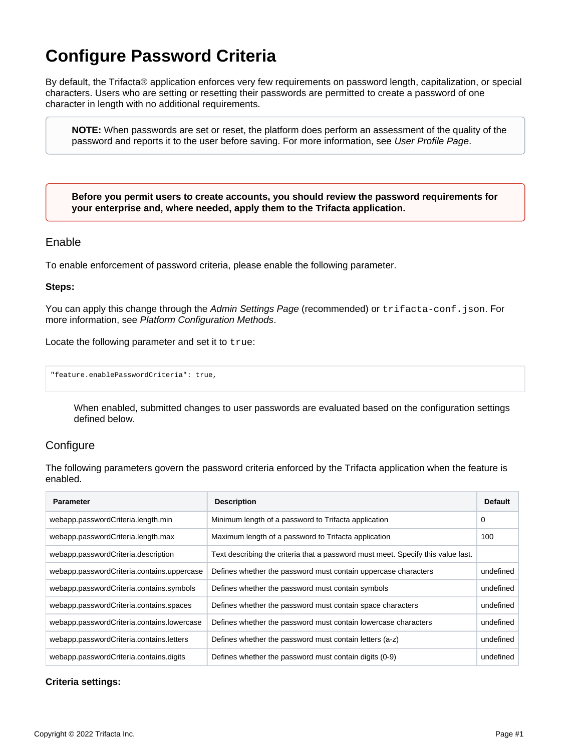# Configure Password Criteria

By default, the Trifacta® application enforces very few requirements on password length, capitalization, or special characters. Users who are setting or resetting their passwords are permitted to create a password of one character in length with no additional requirements.

> **NOTE:** When passwords are set or reset, the platform does perform an assessment of the quality of the password and reports it to the user before saving. For more information, see *User Profile Page*.

> **Before you permit users to create accounts, you should review the password requirements for your enterprise and, where needed, apply them to the Trifacta application.**

## Enable

To enable enforcement of password criteria, please enable the following parameter.

**Steps:**

You can apply this change through the *Admin Settings Page* (recommended) or `trifacta-conf.json`. For more information, see *Platform Configuration Methods*.

Locate the following parameter and set it to `true`:

```
"feature.enablePasswordCriteria": true,
```

When enabled, submitted changes to user passwords are evaluated based on the configuration settings defined below.

## Configure

The following parameters govern the password criteria enforced by the Trifacta application when the feature is enabled.

| Parameter | Description | Default |
| --- | --- | --- |
| webapp.passwordCriteria.length.min | Minimum length of a password to Trifacta application | 0 |
| webapp.passwordCriteria.length.max | Maximum length of a password to Trifacta application | 100 |
| webapp.passwordCriteria.description | Text describing the criteria that a password must meet. Specify this value last. | |
| webapp.passwordCriteria.contains.uppercase | Defines whether the password must contain uppercase characters | undefined |
| webapp.passwordCriteria.contains.symbols | Defines whether the password must contain symbols | undefined |
| webapp.passwordCriteria.contains.spaces | Defines whether the password must contain space characters | undefined |
| webapp.passwordCriteria.contains.lowercase | Defines whether the password must contain lowercase characters | undefined |
| webapp.passwordCriteria.contains.letters | Defines whether the password must contain letters (a-z) | undefined |
| webapp.passwordCriteria.contains.digits | Defines whether the password must contain digits (0-9) | undefined |

**Criteria settings:**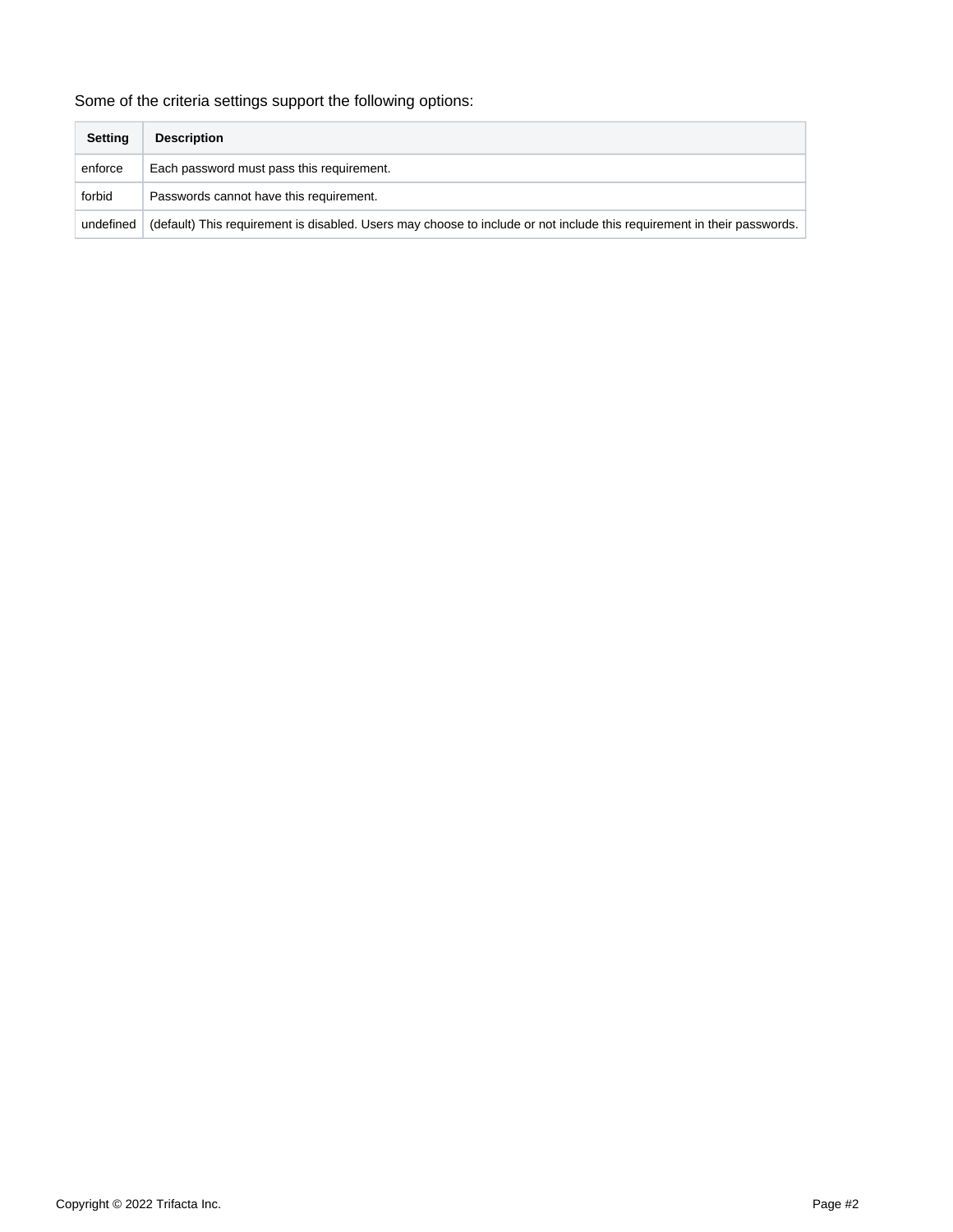Some of the criteria settings support the following options:

| Setting | Description |
| --- | --- |
| enforce | Each password must pass this requirement. |
| forbid | Passwords cannot have this requirement. |
| undefined | (default) This requirement is disabled. Users may choose to include or not include this requirement in their passwords. |